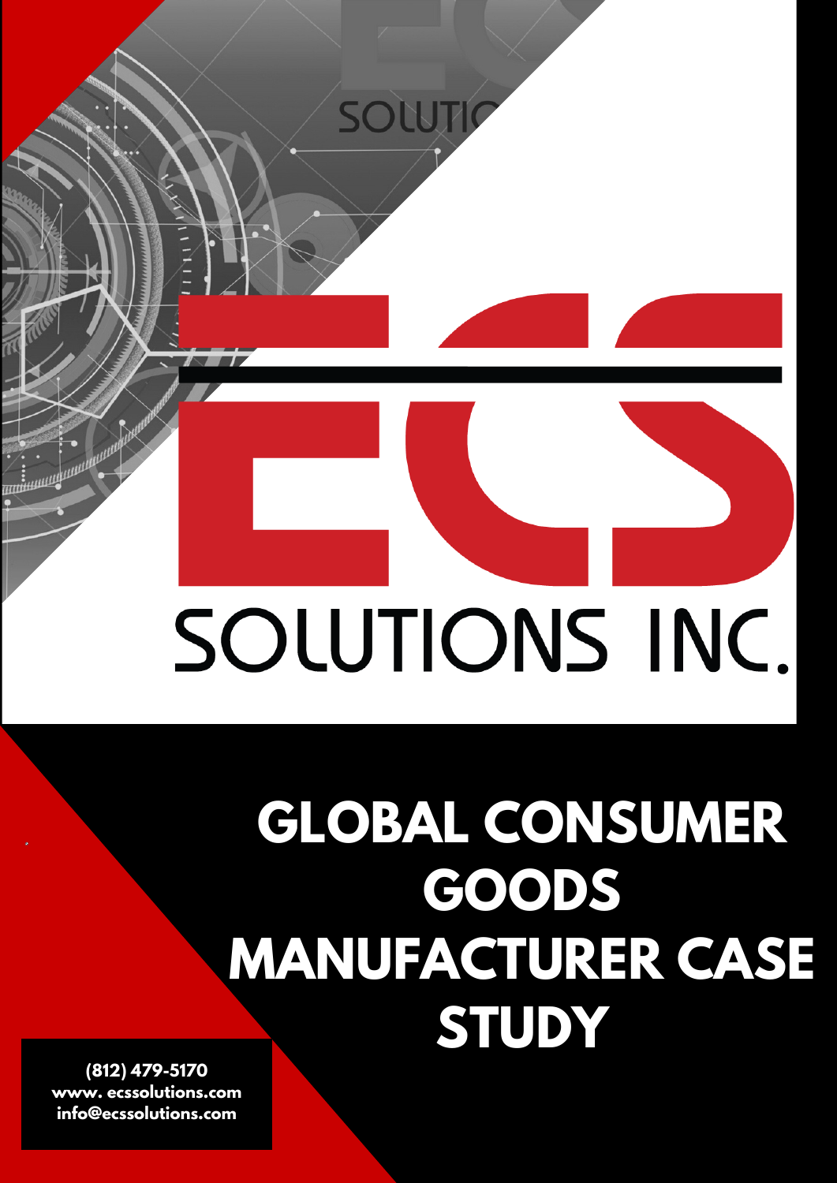ECS

SOLUTIONS INC.

# GLOBAL CONSUMER GOODS MANUFACTURER CASE STUDY

**(812) 479-5170**
**www. ecssolutions.com**
**info@ecssolutions.com**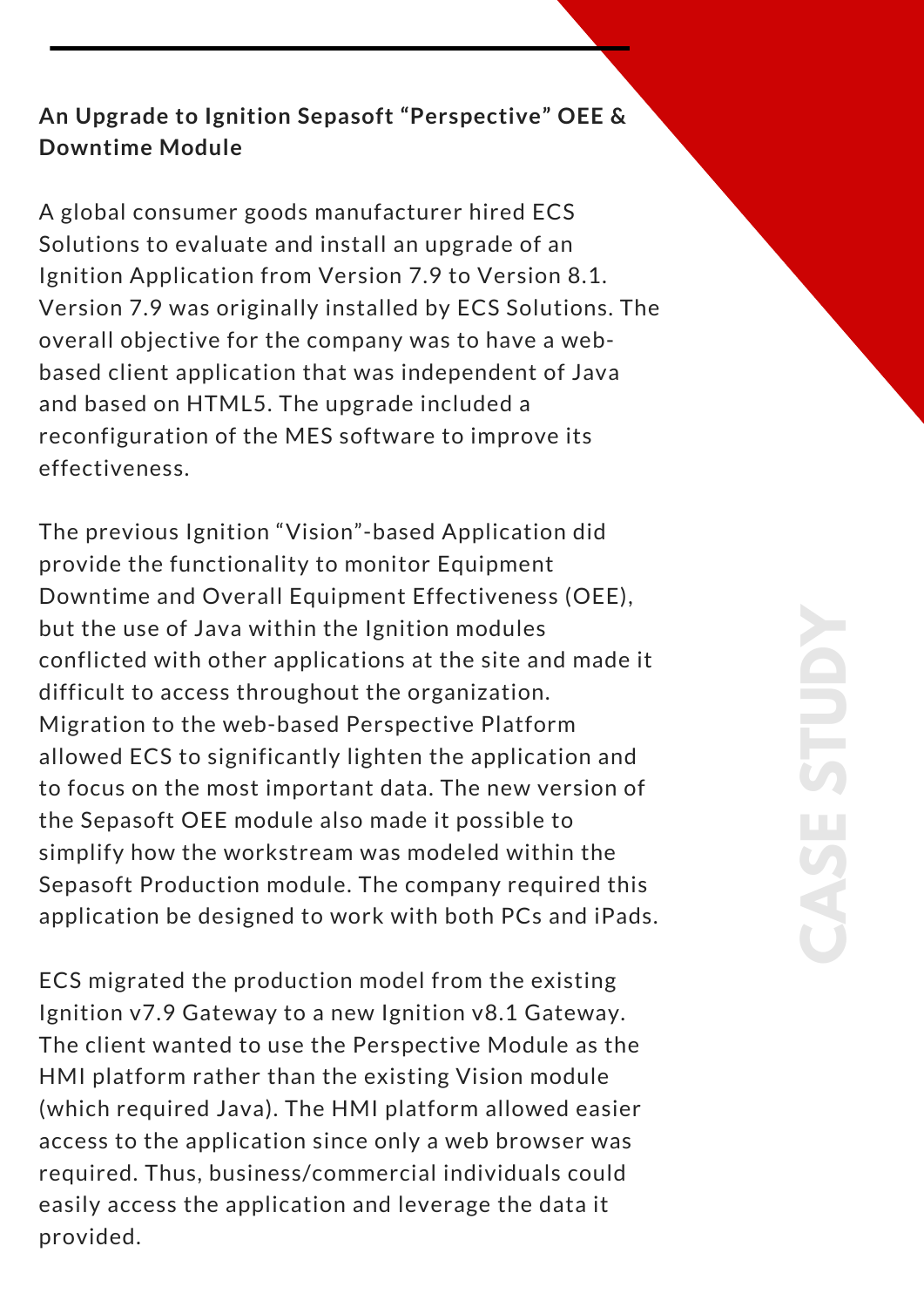**An Upgrade to Ignition Sepasoft "Perspective" OEE & Downtime Module**

A global consumer goods manufacturer hired ECS Solutions to evaluate and install an upgrade of an Ignition Application from Version 7.9 to Version 8.1. Version 7.9 was originally installed by ECS Solutions. The overall objective for the company was to have a web-based client application that was independent of Java and based on HTML5. The upgrade included a reconfiguration of the MES software to improve its effectiveness.

The previous Ignition "Vision"-based Application did provide the functionality to monitor Equipment Downtime and Overall Equipment Effectiveness (OEE), but the use of Java within the Ignition modules conflicted with other applications at the site and made it difficult to access throughout the organization. Migration to the web-based Perspective Platform allowed ECS to significantly lighten the application and to focus on the most important data. The new version of the Sepasoft OEE module also made it possible to simplify how the workstream was modeled within the Sepasoft Production module. The company required this application be designed to work with both PCs and iPads.

ECS migrated the production model from the existing Ignition v7.9 Gateway to a new Ignition v8.1 Gateway. The client wanted to use the Perspective Module as the HMI platform rather than the existing Vision module (which required Java). The HMI platform allowed easier access to the application since only a web browser was required. Thus, business/commercial individuals could easily access the application and leverage the data it provided.

CASE STUDY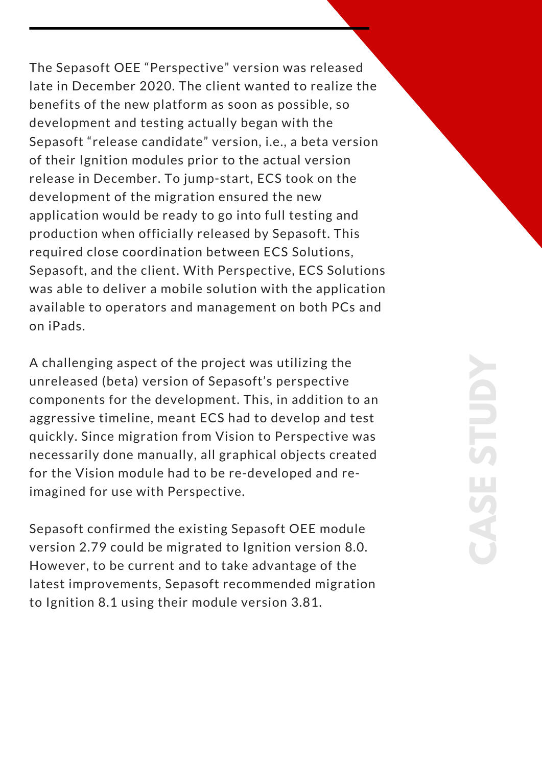The Sepasoft OEE "Perspective" version was released late in December 2020. The client wanted to realize the benefits of the new platform as soon as possible, so development and testing actually began with the Sepasoft "release candidate" version, i.e., a beta version of their Ignition modules prior to the actual version release in December. To jump-start, ECS took on the development of the migration ensured the new application would be ready to go into full testing and production when officially released by Sepasoft. This required close coordination between ECS Solutions, Sepasoft, and the client. With Perspective, ECS Solutions was able to deliver a mobile solution with the application available to operators and management on both PCs and on iPads.

A challenging aspect of the project was utilizing the unreleased (beta) version of Sepasoft's perspective components for the development. This, in addition to an aggressive timeline, meant ECS had to develop and test quickly. Since migration from Vision to Perspective was necessarily done manually, all graphical objects created for the Vision module had to be re-developed and re-imagined for use with Perspective.

Sepasoft confirmed the existing Sepasoft OEE module version 2.79 could be migrated to Ignition version 8.0. However, to be current and to take advantage of the latest improvements, Sepasoft recommended migration to Ignition 8.1 using their module version 3.81.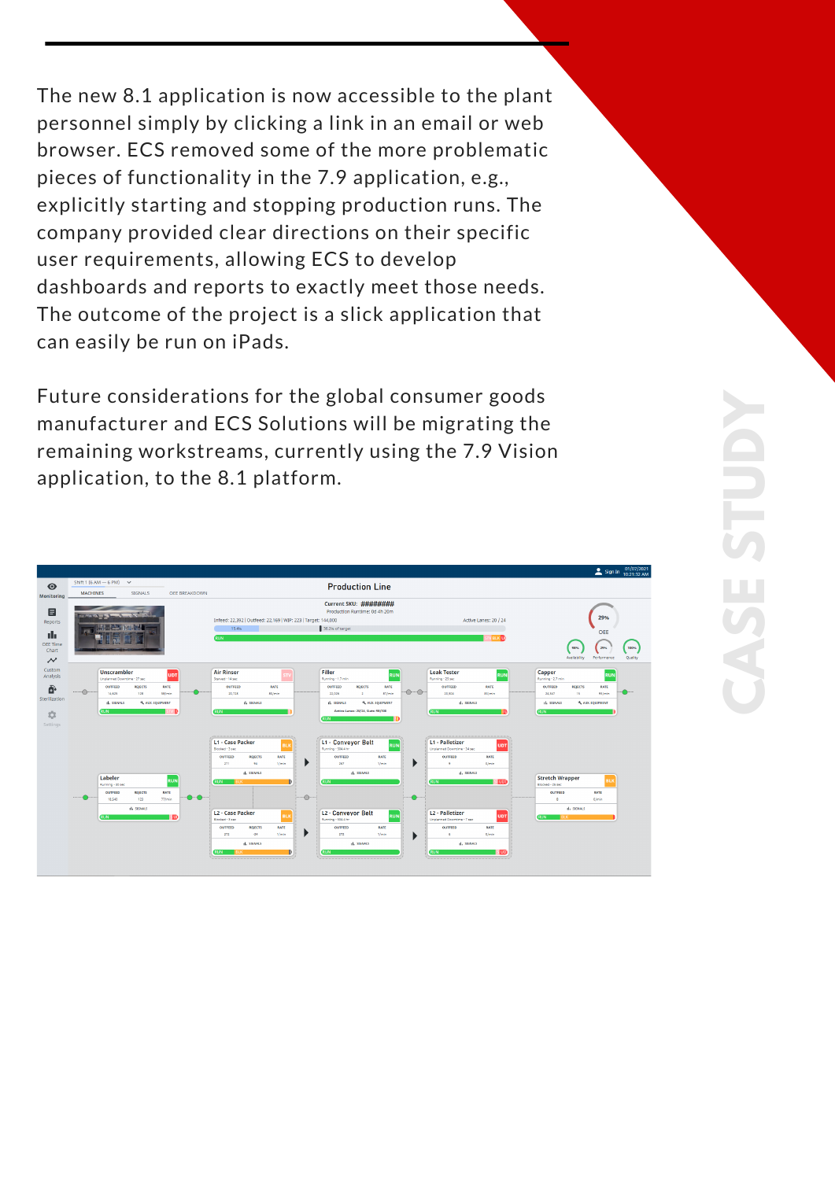The new 8.1 application is now accessible to the plant personnel simply by clicking a link in an email or web browser. ECS removed some of the more problematic pieces of functionality in the 7.9 application, e.g., explicitly starting and stopping production runs. The company provided clear directions on their specific user requirements, allowing ECS to develop dashboards and reports to exactly meet those needs. The outcome of the project is a slick application that can easily be run on iPads.

Future considerations for the global consumer goods manufacturer and ECS Solutions will be migrating the remaining workstreams, currently using the 7.9 Vision application, to the 8.1 platform.

CASE STUDY